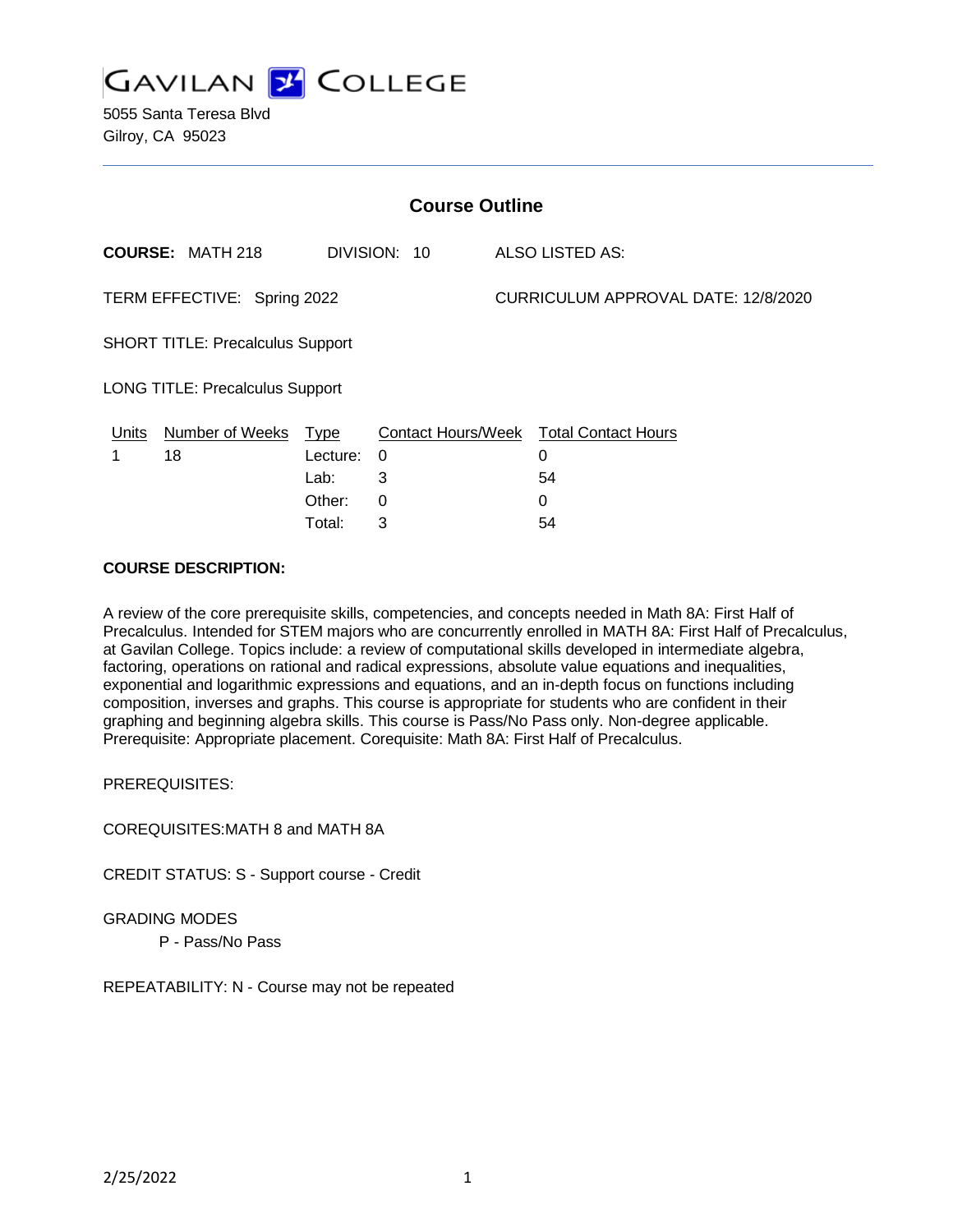# GAVILAN COLLEGE

5055 Santa Teresa Blvd
Gilroy, CA 95023

## Course Outline

**COURSE:** MATH 218 DIVISION: 10 ALSO LISTED AS:

TERM EFFECTIVE: Spring 2022 CURRICULUM APPROVAL DATE: 12/8/2020

SHORT TITLE: Precalculus Support

LONG TITLE: Precalculus Support

| Units | Number of Weeks | Type | Contact Hours/Week | Total Contact Hours |
|---|---|---|---|---|
| 1 | 18 | Lecture: | 0 | 0 |
| | | Lab: | 3 | 54 |
| | | Other: | 0 | 0 |
| | | Total: | 3 | 54 |

**COURSE DESCRIPTION:**

A review of the core prerequisite skills, competencies, and concepts needed in Math 8A: First Half of Precalculus. Intended for STEM majors who are concurrently enrolled in MATH 8A: First Half of Precalculus, at Gavilan College. Topics include: a review of computational skills developed in intermediate algebra, factoring, operations on rational and radical expressions, absolute value equations and inequalities, exponential and logarithmic expressions and equations, and an in-depth focus on functions including composition, inverses and graphs. This course is appropriate for students who are confident in their graphing and beginning algebra skills. This course is Pass/No Pass only. Non-degree applicable. Prerequisite: Appropriate placement. Corequisite: Math 8A: First Half of Precalculus.

PREREQUISITES:

COREQUISITES:MATH 8 and MATH 8A

CREDIT STATUS: S - Support course - Credit

GRADING MODES

P - Pass/No Pass

REPEATABILITY: N - Course may not be repeated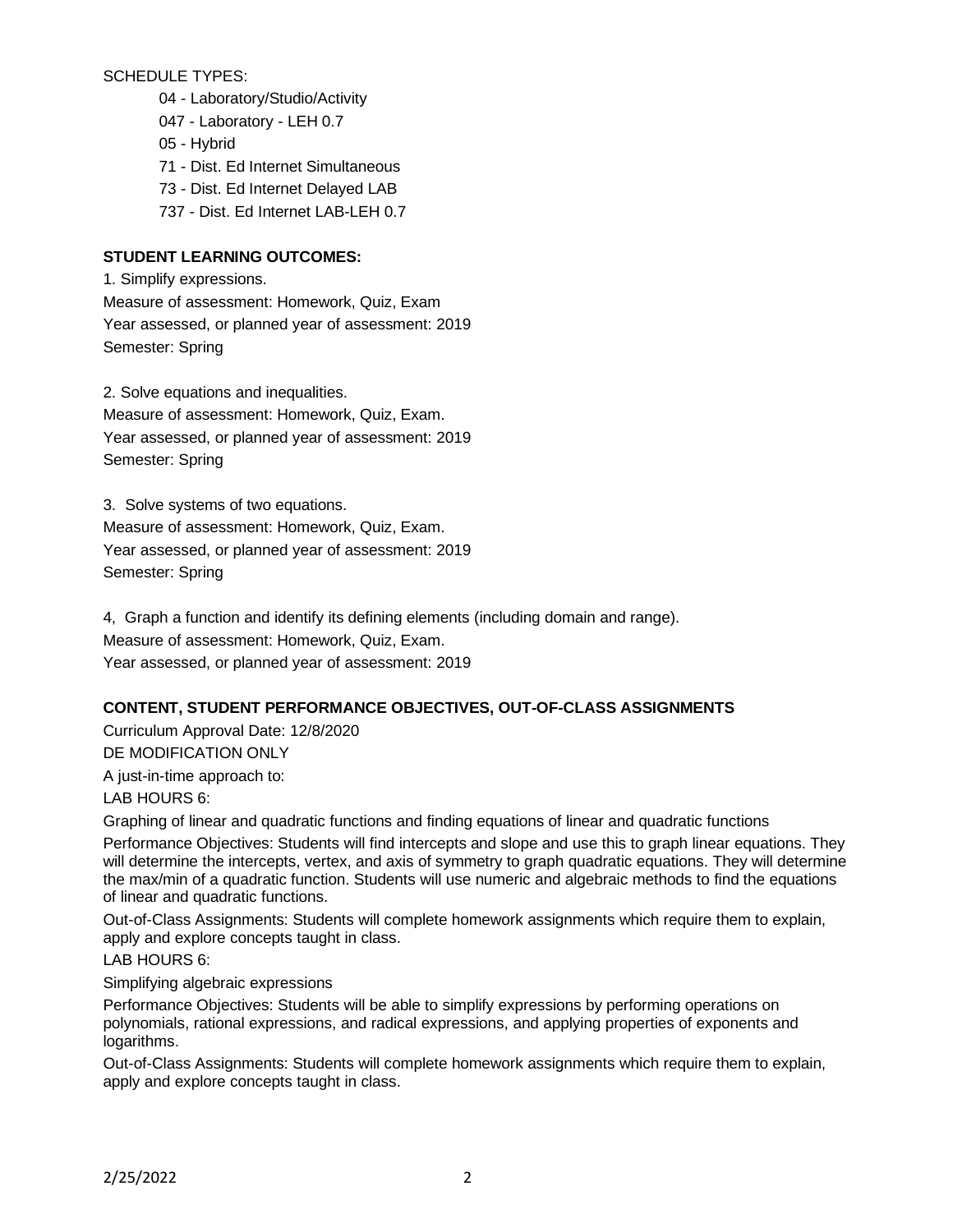SCHEDULE TYPES:

- 04 - Laboratory/Studio/Activity
- 047 - Laboratory - LEH 0.7
- 05 - Hybrid
- 71 - Dist. Ed Internet Simultaneous
- 73 - Dist. Ed Internet Delayed LAB
- 737 - Dist. Ed Internet LAB-LEH 0.7

**STUDENT LEARNING OUTCOMES:**

1. Simplify expressions.
Measure of assessment: Homework, Quiz, Exam
Year assessed, or planned year of assessment: 2019
Semester: Spring

2. Solve equations and inequalities.
Measure of assessment: Homework, Quiz, Exam.
Year assessed, or planned year of assessment: 2019
Semester: Spring

3. Solve systems of two equations.
Measure of assessment: Homework, Quiz, Exam.
Year assessed, or planned year of assessment: 2019
Semester: Spring

4, Graph a function and identify its defining elements (including domain and range).
Measure of assessment: Homework, Quiz, Exam.
Year assessed, or planned year of assessment: 2019

**CONTENT, STUDENT PERFORMANCE OBJECTIVES, OUT-OF-CLASS ASSIGNMENTS**

Curriculum Approval Date: 12/8/2020

DE MODIFICATION ONLY

A just-in-time approach to:

LAB HOURS 6:

Graphing of linear and quadratic functions and finding equations of linear and quadratic functions

Performance Objectives: Students will find intercepts and slope and use this to graph linear equations. They will determine the intercepts, vertex, and axis of symmetry to graph quadratic equations. They will determine the max/min of a quadratic function. Students will use numeric and algebraic methods to find the equations of linear and quadratic functions.

Out-of-Class Assignments: Students will complete homework assignments which require them to explain, apply and explore concepts taught in class.

LAB HOURS 6:

Simplifying algebraic expressions

Performance Objectives: Students will be able to simplify expressions by performing operations on polynomials, rational expressions, and radical expressions, and applying properties of exponents and logarithms.

Out-of-Class Assignments: Students will complete homework assignments which require them to explain, apply and explore concepts taught in class.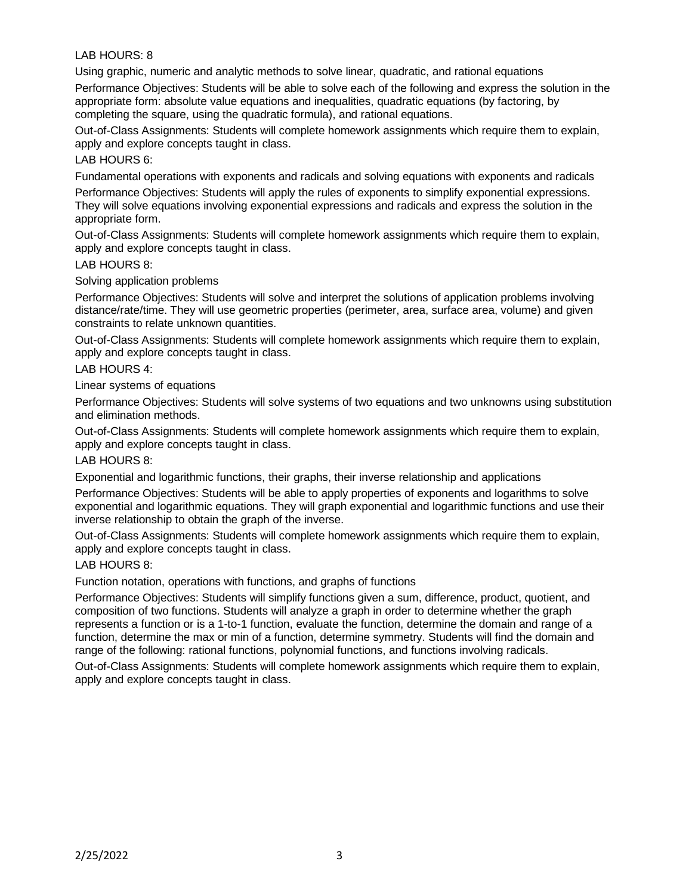LAB HOURS: 8

Using graphic, numeric and analytic methods to solve linear, quadratic, and rational equations

Performance Objectives: Students will be able to solve each of the following and express the solution in the appropriate form: absolute value equations and inequalities, quadratic equations (by factoring, by completing the square, using the quadratic formula), and rational equations.

Out-of-Class Assignments: Students will complete homework assignments which require them to explain, apply and explore concepts taught in class.

LAB HOURS 6:

Fundamental operations with exponents and radicals and solving equations with exponents and radicals

Performance Objectives: Students will apply the rules of exponents to simplify exponential expressions. They will solve equations involving exponential expressions and radicals and express the solution in the appropriate form.

Out-of-Class Assignments: Students will complete homework assignments which require them to explain, apply and explore concepts taught in class.

LAB HOURS 8:

Solving application problems

Performance Objectives: Students will solve and interpret the solutions of application problems involving distance/rate/time. They will use geometric properties (perimeter, area, surface area, volume) and given constraints to relate unknown quantities.

Out-of-Class Assignments: Students will complete homework assignments which require them to explain, apply and explore concepts taught in class.

LAB HOURS 4:

Linear systems of equations

Performance Objectives: Students will solve systems of two equations and two unknowns using substitution and elimination methods.

Out-of-Class Assignments: Students will complete homework assignments which require them to explain, apply and explore concepts taught in class.

LAB HOURS 8:

Exponential and logarithmic functions, their graphs, their inverse relationship and applications

Performance Objectives: Students will be able to apply properties of exponents and logarithms to solve exponential and logarithmic equations. They will graph exponential and logarithmic functions and use their inverse relationship to obtain the graph of the inverse.

Out-of-Class Assignments: Students will complete homework assignments which require them to explain, apply and explore concepts taught in class.

LAB HOURS 8:

Function notation, operations with functions, and graphs of functions

Performance Objectives: Students will simplify functions given a sum, difference, product, quotient, and composition of two functions. Students will analyze a graph in order to determine whether the graph represents a function or is a 1-to-1 function, evaluate the function, determine the domain and range of a function, determine the max or min of a function, determine symmetry. Students will find the domain and range of the following: rational functions, polynomial functions, and functions involving radicals.

Out-of-Class Assignments: Students will complete homework assignments which require them to explain, apply and explore concepts taught in class.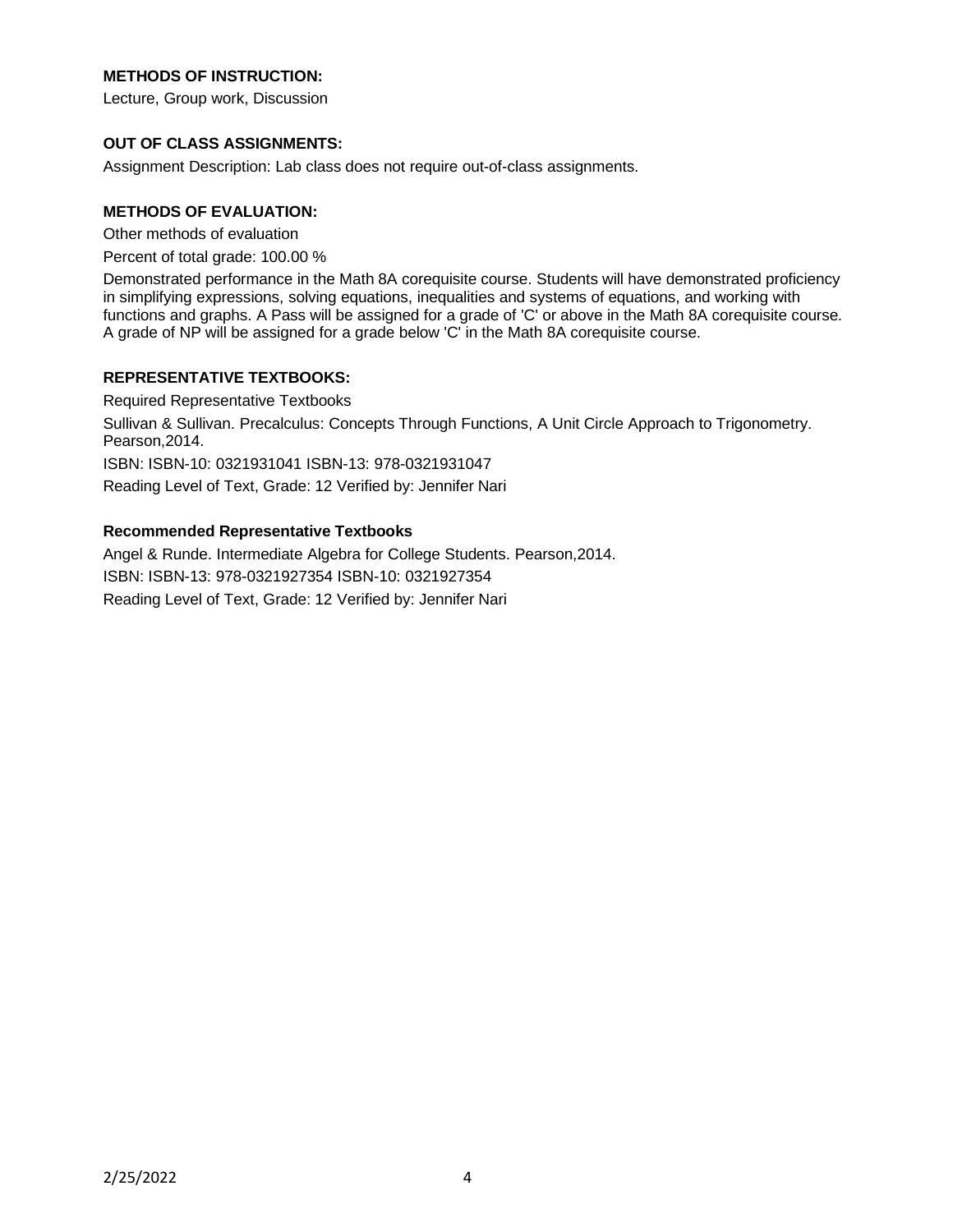**METHODS OF INSTRUCTION:**

Lecture, Group work, Discussion

**OUT OF CLASS ASSIGNMENTS:**

Assignment Description: Lab class does not require out-of-class assignments.

**METHODS OF EVALUATION:**

Other methods of evaluation

Percent of total grade: 100.00 %

Demonstrated performance in the Math 8A corequisite course. Students will have demonstrated proficiency in simplifying expressions, solving equations, inequalities and systems of equations, and working with functions and graphs. A Pass will be assigned for a grade of 'C' or above in the Math 8A corequisite course. A grade of NP will be assigned for a grade below 'C' in the Math 8A corequisite course.

**REPRESENTATIVE TEXTBOOKS:**

Required Representative Textbooks

Sullivan & Sullivan. Precalculus: Concepts Through Functions, A Unit Circle Approach to Trigonometry. Pearson,2014.

ISBN: ISBN-10: 0321931041 ISBN-13: 978-0321931047

Reading Level of Text, Grade: 12 Verified by: Jennifer Nari

**Recommended Representative Textbooks**

Angel & Runde. Intermediate Algebra for College Students. Pearson,2014.

ISBN: ISBN-13: 978-0321927354 ISBN-10: 0321927354

Reading Level of Text, Grade: 12 Verified by: Jennifer Nari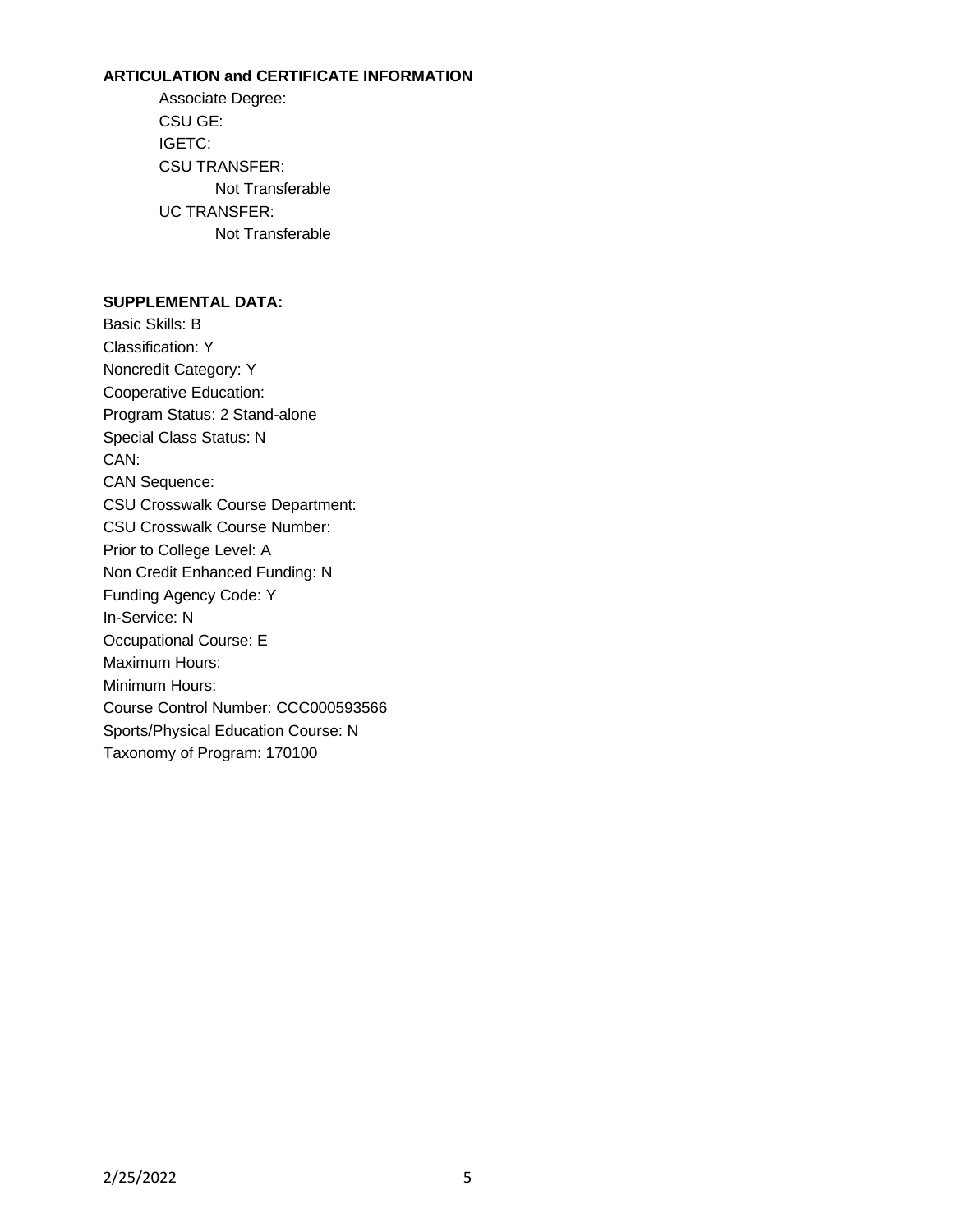**ARTICULATION and CERTIFICATE INFORMATION**

Associate Degree:
CSU GE:
IGETC:
CSU TRANSFER:
Not Transferable
UC TRANSFER:
Not Transferable

**SUPPLEMENTAL DATA:**

Basic Skills: B
Classification: Y
Noncredit Category: Y
Cooperative Education:
Program Status: 2 Stand-alone
Special Class Status: N
CAN:
CAN Sequence:
CSU Crosswalk Course Department:
CSU Crosswalk Course Number:
Prior to College Level: A
Non Credit Enhanced Funding: N
Funding Agency Code: Y
In-Service: N
Occupational Course: E
Maximum Hours:
Minimum Hours:
Course Control Number: CCC000593566
Sports/Physical Education Course: N
Taxonomy of Program: 170100